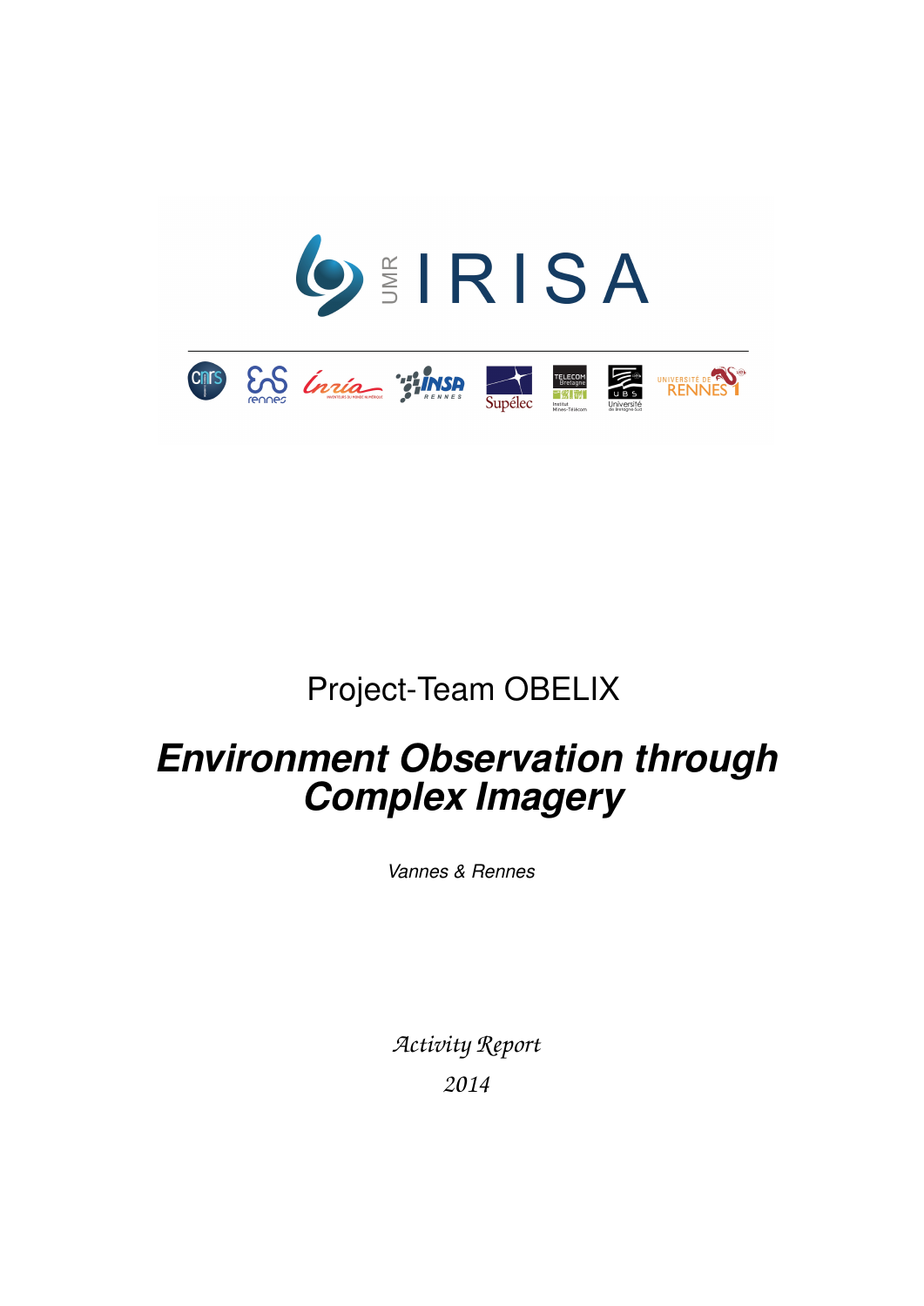Project-Team OBELIX

# *Environment Observation through Complex Imagery*

*Vannes & Rennes*

*Activity Report*

*2014*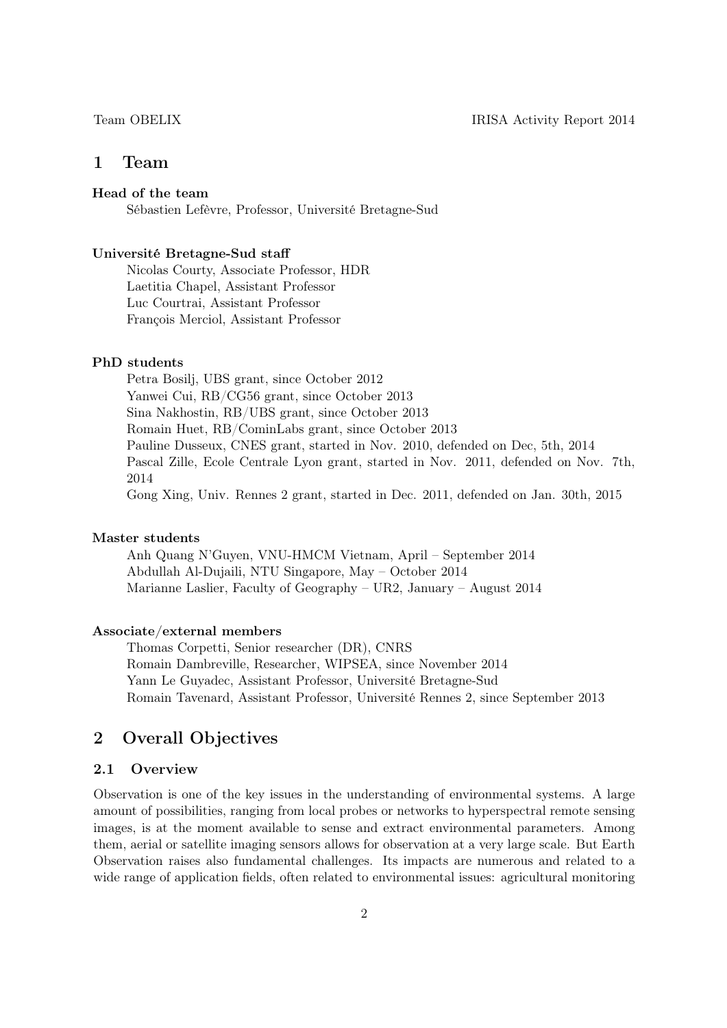# 1 Team

**Head of the team**

Sébastien Lefèvre, Professor, Université Bretagne-Sud

**Université Bretagne-Sud staff**

Nicolas Courty, Associate Professor, HDR
Laetitia Chapel, Assistant Professor
Luc Courtrai, Assistant Professor
François Merciol, Assistant Professor

**PhD students**

Petra Bosilj, UBS grant, since October 2012
Yanwei Cui, RB/CG56 grant, since October 2013
Sina Nakhostin, RB/UBS grant, since October 2013
Romain Huet, RB/CominLabs grant, since October 2013
Pauline Dusseux, CNES grant, started in Nov. 2010, defended on Dec, 5th, 2014
Pascal Zille, Ecole Centrale Lyon grant, started in Nov. 2011, defended on Nov. 7th, 2014
Gong Xing, Univ. Rennes 2 grant, started in Dec. 2011, defended on Jan. 30th, 2015

**Master students**

Anh Quang N'Guyen, VNU-HMCM Vietnam, April – September 2014
Abdullah Al-Dujaili, NTU Singapore, May – October 2014
Marianne Laslier, Faculty of Geography – UR2, January – August 2014

**Associate/external members**

Thomas Corpetti, Senior researcher (DR), CNRS
Romain Dambreville, Researcher, WIPSEA, since November 2014
Yann Le Guyadec, Assistant Professor, Université Bretagne-Sud
Romain Tavenard, Assistant Professor, Université Rennes 2, since September 2013

# 2 Overall Objectives

## 2.1 Overview

Observation is one of the key issues in the understanding of environmental systems. A large amount of possibilities, ranging from local probes or networks to hyperspectral remote sensing images, is at the moment available to sense and extract environmental parameters. Among them, aerial or satellite imaging sensors allows for observation at a very large scale. But Earth Observation raises also fundamental challenges. Its impacts are numerous and related to a wide range of application fields, often related to environmental issues: agricultural monitoring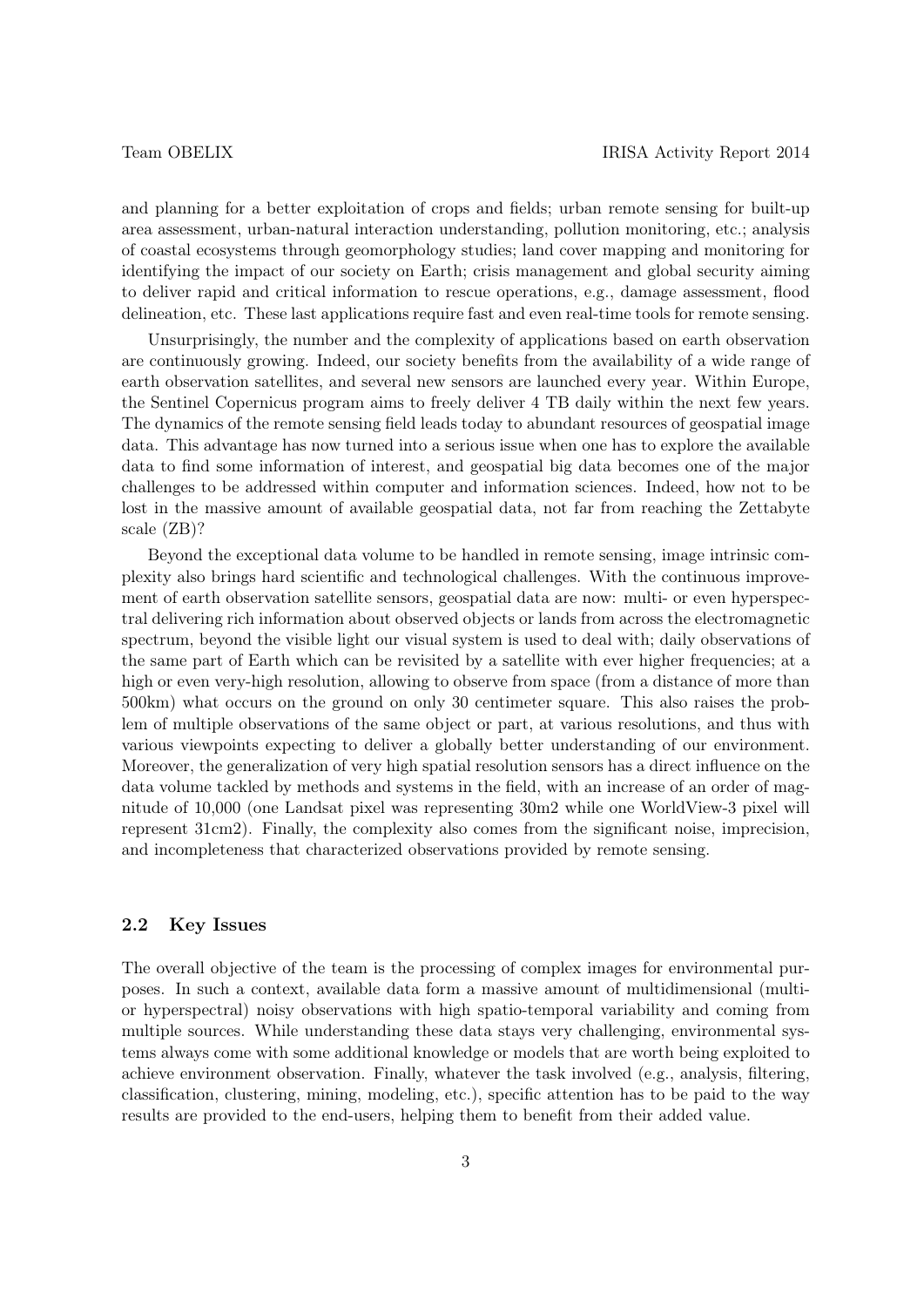and planning for a better exploitation of crops and fields; urban remote sensing for built-up area assessment, urban-natural interaction understanding, pollution monitoring, etc.; analysis of coastal ecosystems through geomorphology studies; land cover mapping and monitoring for identifying the impact of our society on Earth; crisis management and global security aiming to deliver rapid and critical information to rescue operations, e.g., damage assessment, flood delineation, etc. These last applications require fast and even real-time tools for remote sensing.

Unsurprisingly, the number and the complexity of applications based on earth observation are continuously growing. Indeed, our society benefits from the availability of a wide range of earth observation satellites, and several new sensors are launched every year. Within Europe, the Sentinel Copernicus program aims to freely deliver 4 TB daily within the next few years. The dynamics of the remote sensing field leads today to abundant resources of geospatial image data. This advantage has now turned into a serious issue when one has to explore the available data to find some information of interest, and geospatial big data becomes one of the major challenges to be addressed within computer and information sciences. Indeed, how not to be lost in the massive amount of available geospatial data, not far from reaching the Zettabyte scale (ZB)?

Beyond the exceptional data volume to be handled in remote sensing, image intrinsic complexity also brings hard scientific and technological challenges. With the continuous improvement of earth observation satellite sensors, geospatial data are now: multi- or even hyperspectral delivering rich information about observed objects or lands from across the electromagnetic spectrum, beyond the visible light our visual system is used to deal with; daily observations of the same part of Earth which can be revisited by a satellite with ever higher frequencies; at a high or even very-high resolution, allowing to observe from space (from a distance of more than 500km) what occurs on the ground on only 30 centimeter square. This also raises the problem of multiple observations of the same object or part, at various resolutions, and thus with various viewpoints expecting to deliver a globally better understanding of our environment. Moreover, the generalization of very high spatial resolution sensors has a direct influence on the data volume tackled by methods and systems in the field, with an increase of an order of magnitude of 10,000 (one Landsat pixel was representing 30m2 while one WorldView-3 pixel will represent 31cm2). Finally, the complexity also comes from the significant noise, imprecision, and incompleteness that characterized observations provided by remote sensing.

### 2.2 Key Issues

The overall objective of the team is the processing of complex images for environmental purposes. In such a context, available data form a massive amount of multidimensional (multi- or hyperspectral) noisy observations with high spatio-temporal variability and coming from multiple sources. While understanding these data stays very challenging, environmental systems always come with some additional knowledge or models that are worth being exploited to achieve environment observation. Finally, whatever the task involved (e.g., analysis, filtering, classification, clustering, mining, modeling, etc.), specific attention has to be paid to the way results are provided to the end-users, helping them to benefit from their added value.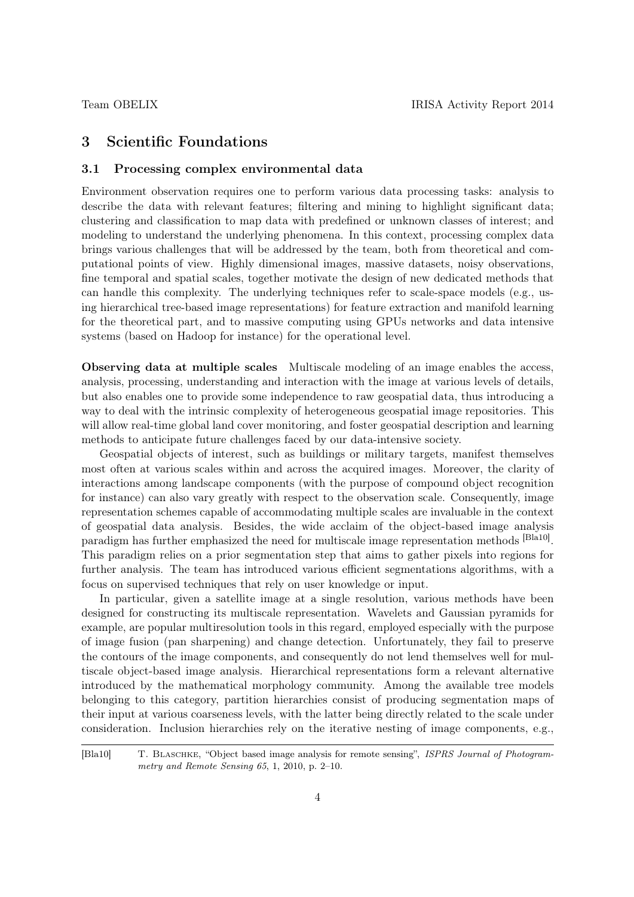# 3 Scientific Foundations

## 3.1 Processing complex environmental data

Environment observation requires one to perform various data processing tasks: analysis to describe the data with relevant features; filtering and mining to highlight significant data; clustering and classification to map data with predefined or unknown classes of interest; and modeling to understand the underlying phenomena. In this context, processing complex data brings various challenges that will be addressed by the team, both from theoretical and computational points of view. Highly dimensional images, massive datasets, noisy observations, fine temporal and spatial scales, together motivate the design of new dedicated methods that can handle this complexity. The underlying techniques refer to scale-space models (e.g., using hierarchical tree-based image representations) for feature extraction and manifold learning for the theoretical part, and to massive computing using GPUs networks and data intensive systems (based on Hadoop for instance) for the operational level.

**Observing data at multiple scales** Multiscale modeling of an image enables the access, analysis, processing, understanding and interaction with the image at various levels of details, but also enables one to provide some independence to raw geospatial data, thus introducing a way to deal with the intrinsic complexity of heterogeneous geospatial image repositories. This will allow real-time global land cover monitoring, and foster geospatial description and learning methods to anticipate future challenges faced by our data-intensive society.

Geospatial objects of interest, such as buildings or military targets, manifest themselves most often at various scales within and across the acquired images. Moreover, the clarity of interactions among landscape components (with the purpose of compound object recognition for instance) can also vary greatly with respect to the observation scale. Consequently, image representation schemes capable of accommodating multiple scales are invaluable in the context of geospatial data analysis. Besides, the wide acclaim of the object-based image analysis paradigm has further emphasized the need for multiscale image representation methods [Bla10]. This paradigm relies on a prior segmentation step that aims to gather pixels into regions for further analysis. The team has introduced various efficient segmentations algorithms, with a focus on supervised techniques that rely on user knowledge or input.

In particular, given a satellite image at a single resolution, various methods have been designed for constructing its multiscale representation. Wavelets and Gaussian pyramids for example, are popular multiresolution tools in this regard, employed especially with the purpose of image fusion (pan sharpening) and change detection. Unfortunately, they fail to preserve the contours of the image components, and consequently do not lend themselves well for multiscale object-based image analysis. Hierarchical representations form a relevant alternative introduced by the mathematical morphology community. Among the available tree models belonging to this category, partition hierarchies consist of producing segmentation maps of their input at various coarseness levels, with the latter being directly related to the scale under consideration. Inclusion hierarchies rely on the iterative nesting of image components, e.g.,

[Bla10] T. Blaschke, "Object based image analysis for remote sensing", *ISPRS Journal of Photogrammetry and Remote Sensing 65*, 1, 2010, p. 2–10.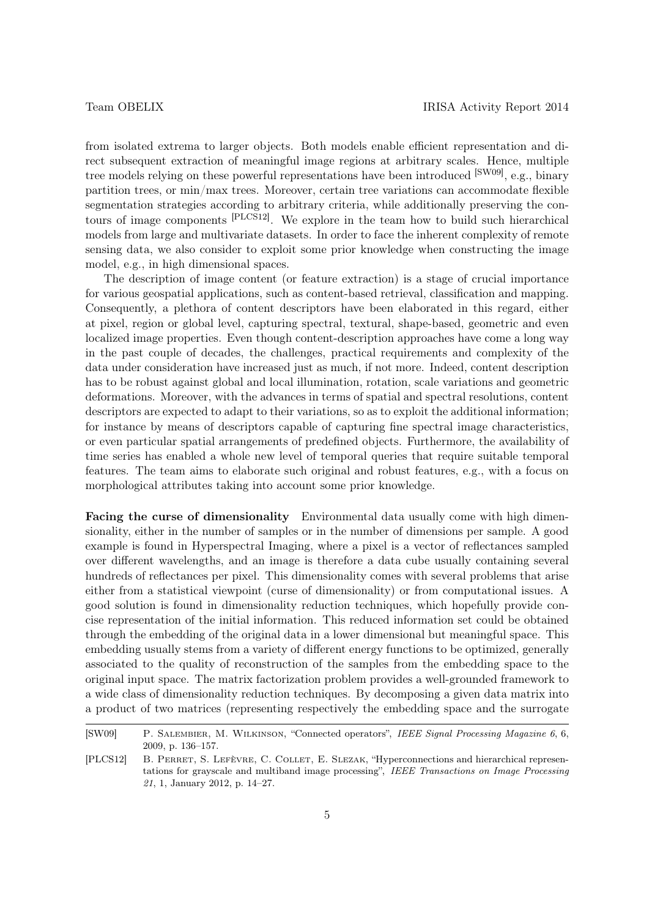from isolated extrema to larger objects. Both models enable efficient representation and direct subsequent extraction of meaningful image regions at arbitrary scales. Hence, multiple tree models relying on these powerful representations have been introduced [SW09], e.g., binary partition trees, or min/max trees. Moreover, certain tree variations can accommodate flexible segmentation strategies according to arbitrary criteria, while additionally preserving the contours of image components [PLCS12]. We explore in the team how to build such hierarchical models from large and multivariate datasets. In order to face the inherent complexity of remote sensing data, we also consider to exploit some prior knowledge when constructing the image model, e.g., in high dimensional spaces.

The description of image content (or feature extraction) is a stage of crucial importance for various geospatial applications, such as content-based retrieval, classification and mapping. Consequently, a plethora of content descriptors have been elaborated in this regard, either at pixel, region or global level, capturing spectral, textural, shape-based, geometric and even localized image properties. Even though content-description approaches have come a long way in the past couple of decades, the challenges, practical requirements and complexity of the data under consideration have increased just as much, if not more. Indeed, content description has to be robust against global and local illumination, rotation, scale variations and geometric deformations. Moreover, with the advances in terms of spatial and spectral resolutions, content descriptors are expected to adapt to their variations, so as to exploit the additional information; for instance by means of descriptors capable of capturing fine spectral image characteristics, or even particular spatial arrangements of predefined objects. Furthermore, the availability of time series has enabled a whole new level of temporal queries that require suitable temporal features. The team aims to elaborate such original and robust features, e.g., with a focus on morphological attributes taking into account some prior knowledge.

**Facing the curse of dimensionality** Environmental data usually come with high dimensionality, either in the number of samples or in the number of dimensions per sample. A good example is found in Hyperspectral Imaging, where a pixel is a vector of reflectances sampled over different wavelengths, and an image is therefore a data cube usually containing several hundreds of reflectances per pixel. This dimensionality comes with several problems that arise either from a statistical viewpoint (curse of dimensionality) or from computational issues. A good solution is found in dimensionality reduction techniques, which hopefully provide concise representation of the initial information. This reduced information set could be obtained through the embedding of the original data in a lower dimensional but meaningful space. This embedding usually stems from a variety of different energy functions to be optimized, generally associated to the quality of reconstruction of the samples from the embedding space to the original input space. The matrix factorization problem provides a well-grounded framework to a wide class of dimensionality reduction techniques. By decomposing a given data matrix into a product of two matrices (representing respectively the embedding space and the surrogate

[SW09] P. Salembier, M. Wilkinson, "Connected operators", *IEEE Signal Processing Magazine 6*, 6, 2009, p. 136–157.

[PLCS12] B. Perret, S. Lefèvre, C. Collet, E. Slezak, "Hyperconnections and hierarchical representations for grayscale and multiband image processing", *IEEE Transactions on Image Processing 21*, 1, January 2012, p. 14–27.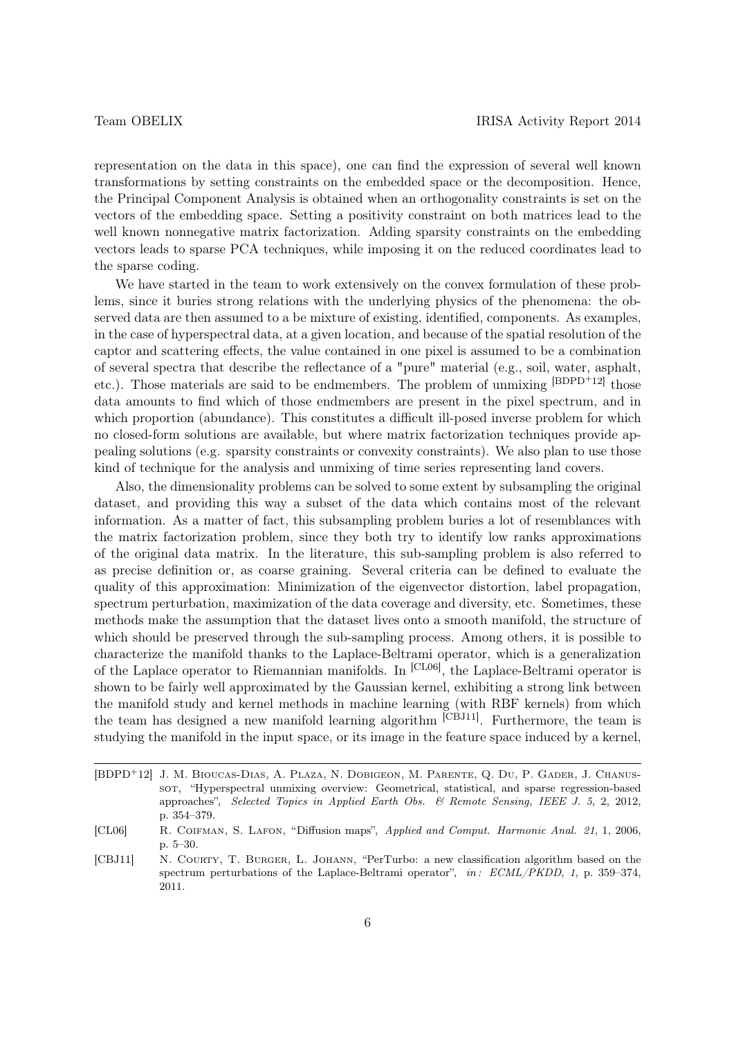representation on the data in this space), one can find the expression of several well known transformations by setting constraints on the embedded space or the decomposition. Hence, the Principal Component Analysis is obtained when an orthogonality constraints is set on the vectors of the embedding space. Setting a positivity constraint on both matrices lead to the well known nonnegative matrix factorization. Adding sparsity constraints on the embedding vectors leads to sparse PCA techniques, while imposing it on the reduced coordinates lead to the sparse coding.

We have started in the team to work extensively on the convex formulation of these problems, since it buries strong relations with the underlying physics of the phenomena: the observed data are then assumed to a be mixture of existing, identified, components. As examples, in the case of hyperspectral data, at a given location, and because of the spatial resolution of the captor and scattering effects, the value contained in one pixel is assumed to be a combination of several spectra that describe the reflectance of a "pure" material (e.g., soil, water, asphalt, etc.). Those materials are said to be endmembers. The problem of unmixing [BDPD+12] those data amounts to find which of those endmembers are present in the pixel spectrum, and in which proportion (abundance). This constitutes a difficult ill-posed inverse problem for which no closed-form solutions are available, but where matrix factorization techniques provide appealing solutions (e.g. sparsity constraints or convexity constraints). We also plan to use those kind of technique for the analysis and unmixing of time series representing land covers.

Also, the dimensionality problems can be solved to some extent by subsampling the original dataset, and providing this way a subset of the data which contains most of the relevant information. As a matter of fact, this subsampling problem buries a lot of resemblances with the matrix factorization problem, since they both try to identify low ranks approximations of the original data matrix. In the literature, this sub-sampling problem is also referred to as precise definition or, as coarse graining. Several criteria can be defined to evaluate the quality of this approximation: Minimization of the eigenvector distortion, label propagation, spectrum perturbation, maximization of the data coverage and diversity, etc. Sometimes, these methods make the assumption that the dataset lives onto a smooth manifold, the structure of which should be preserved through the sub-sampling process. Among others, it is possible to characterize the manifold thanks to the Laplace-Beltrami operator, which is a generalization of the Laplace operator to Riemannian manifolds. In [CL06], the Laplace-Beltrami operator is shown to be fairly well approximated by the Gaussian kernel, exhibiting a strong link between the manifold study and kernel methods in machine learning (with RBF kernels) from which the team has designed a new manifold learning algorithm [CBJ11]. Furthermore, the team is studying the manifold in the input space, or its image in the feature space induced by a kernel,

---

[BDPD+12] J. M. Bioucas-Dias, A. Plaza, N. Dobigeon, M. Parente, Q. Du, P. Gader, J. Chanussot, "Hyperspectral unmixing overview: Geometrical, statistical, and sparse regression-based approaches", *Selected Topics in Applied Earth Obs. & Remote Sensing, IEEE J. 5*, 2, 2012, p. 354–379.

[CL06] R. Coifman, S. Lafon, "Diffusion maps", *Applied and Comput. Harmonic Anal. 21*, 1, 2006, p. 5–30.

[CBJ11] N. Courty, T. Burger, L. Johann, "PerTurbo: a new classification algorithm based on the spectrum perturbations of the Laplace-Beltrami operator", *in: ECML/PKDD*, *1*, p. 359–374, 2011.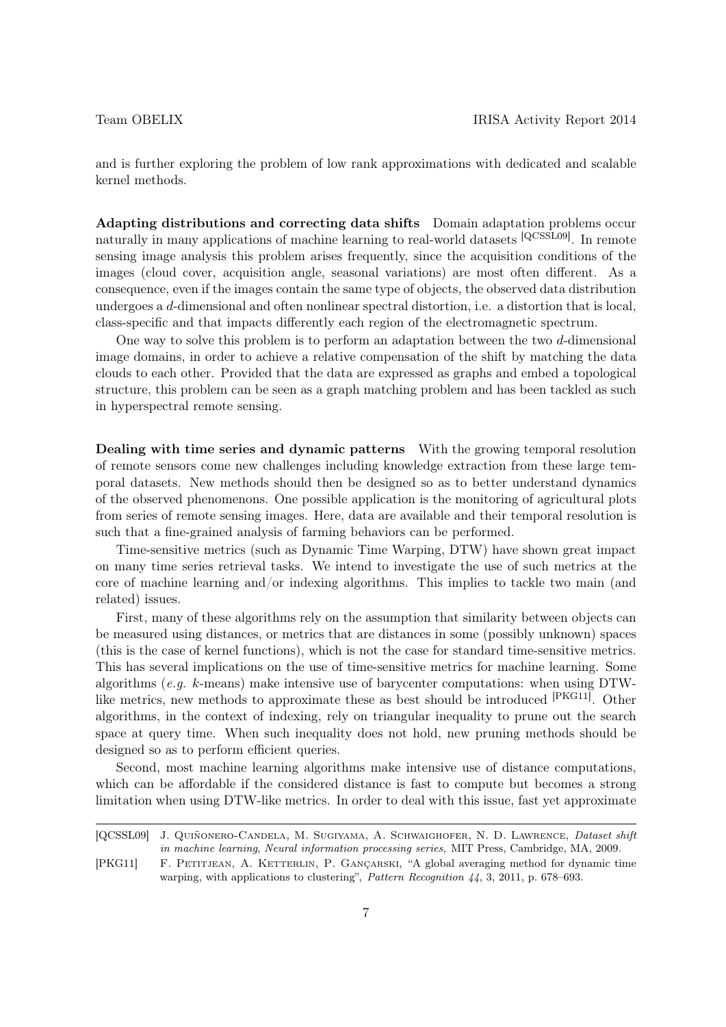and is further exploring the problem of low rank approximations with dedicated and scalable kernel methods.

**Adapting distributions and correcting data shifts** Domain adaptation problems occur naturally in many applications of machine learning to real-world datasets [QCSSL09]. In remote sensing image analysis this problem arises frequently, since the acquisition conditions of the images (cloud cover, acquisition angle, seasonal variations) are most often different. As a consequence, even if the images contain the same type of objects, the observed data distribution undergoes a $d$-dimensional and often nonlinear spectral distortion, i.e. a distortion that is local, class-specific and that impacts differently each region of the electromagnetic spectrum.

One way to solve this problem is to perform an adaptation between the two $d$-dimensional image domains, in order to achieve a relative compensation of the shift by matching the data clouds to each other. Provided that the data are expressed as graphs and embed a topological structure, this problem can be seen as a graph matching problem and has been tackled as such in hyperspectral remote sensing.

**Dealing with time series and dynamic patterns** With the growing temporal resolution of remote sensors come new challenges including knowledge extraction from these large temporal datasets. New methods should then be designed so as to better understand dynamics of the observed phenomenons. One possible application is the monitoring of agricultural plots from series of remote sensing images. Here, data are available and their temporal resolution is such that a fine-grained analysis of farming behaviors can be performed.

Time-sensitive metrics (such as Dynamic Time Warping, DTW) have shown great impact on many time series retrieval tasks. We intend to investigate the use of such metrics at the core of machine learning and/or indexing algorithms. This implies to tackle two main (and related) issues.

First, many of these algorithms rely on the assumption that similarity between objects can be measured using distances, or metrics that are distances in some (possibly unknown) spaces (this is the case of kernel functions), which is not the case for standard time-sensitive metrics. This has several implications on the use of time-sensitive metrics for machine learning. Some algorithms (*e.g.* $k$-means) make intensive use of barycenter computations: when using DTW-like metrics, new methods to approximate these as best should be introduced [PKG11]. Other algorithms, in the context of indexing, rely on triangular inequality to prune out the search space at query time. When such inequality does not hold, new pruning methods should be designed so as to perform efficient queries.

Second, most machine learning algorithms make intensive use of distance computations, which can be affordable if the considered distance is fast to compute but becomes a strong limitation when using DTW-like metrics. In order to deal with this issue, fast yet approximate

---

[QCSSL09] J. Quiñonero-Candela, M. Sugiyama, A. Schwaighofer, N. D. Lawrence, *Dataset shift in machine learning*, *Neural information processing series*, MIT Press, Cambridge, MA, 2009.

[PKG11] F. Petitjean, A. Ketterlin, P. Gançarski, "A global averaging method for dynamic time warping, with applications to clustering", *Pattern Recognition 44*, 3, 2011, p. 678–693.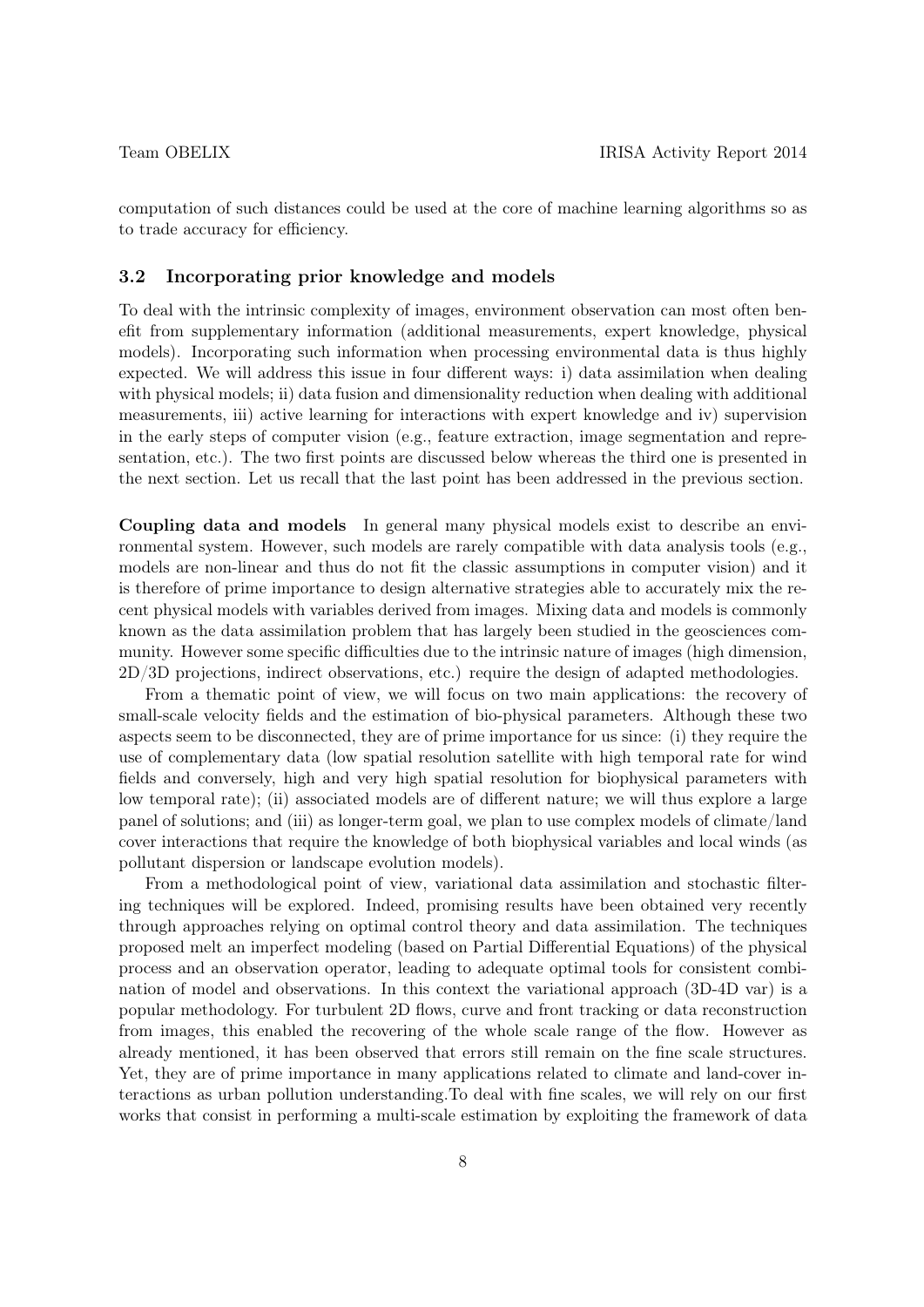computation of such distances could be used at the core of machine learning algorithms so as to trade accuracy for efficiency.

### 3.2 Incorporating prior knowledge and models

To deal with the intrinsic complexity of images, environment observation can most often benefit from supplementary information (additional measurements, expert knowledge, physical models). Incorporating such information when processing environmental data is thus highly expected. We will address this issue in four different ways: i) data assimilation when dealing with physical models; ii) data fusion and dimensionality reduction when dealing with additional measurements, iii) active learning for interactions with expert knowledge and iv) supervision in the early steps of computer vision (e.g., feature extraction, image segmentation and representation, etc.). The two first points are discussed below whereas the third one is presented in the next section. Let us recall that the last point has been addressed in the previous section.

**Coupling data and models** In general many physical models exist to describe an environmental system. However, such models are rarely compatible with data analysis tools (e.g., models are non-linear and thus do not fit the classic assumptions in computer vision) and it is therefore of prime importance to design alternative strategies able to accurately mix the recent physical models with variables derived from images. Mixing data and models is commonly known as the data assimilation problem that has largely been studied in the geosciences community. However some specific difficulties due to the intrinsic nature of images (high dimension, 2D/3D projections, indirect observations, etc.) require the design of adapted methodologies.

From a thematic point of view, we will focus on two main applications: the recovery of small-scale velocity fields and the estimation of bio-physical parameters. Although these two aspects seem to be disconnected, they are of prime importance for us since: (i) they require the use of complementary data (low spatial resolution satellite with high temporal rate for wind fields and conversely, high and very high spatial resolution for biophysical parameters with low temporal rate); (ii) associated models are of different nature; we will thus explore a large panel of solutions; and (iii) as longer-term goal, we plan to use complex models of climate/land cover interactions that require the knowledge of both biophysical variables and local winds (as pollutant dispersion or landscape evolution models).

From a methodological point of view, variational data assimilation and stochastic filtering techniques will be explored. Indeed, promising results have been obtained very recently through approaches relying on optimal control theory and data assimilation. The techniques proposed melt an imperfect modeling (based on Partial Differential Equations) of the physical process and an observation operator, leading to adequate optimal tools for consistent combination of model and observations. In this context the variational approach (3D-4D var) is a popular methodology. For turbulent 2D flows, curve and front tracking or data reconstruction from images, this enabled the recovering of the whole scale range of the flow. However as already mentioned, it has been observed that errors still remain on the fine scale structures. Yet, they are of prime importance in many applications related to climate and land-cover interactions as urban pollution understanding.To deal with fine scales, we will rely on our first works that consist in performing a multi-scale estimation by exploiting the framework of data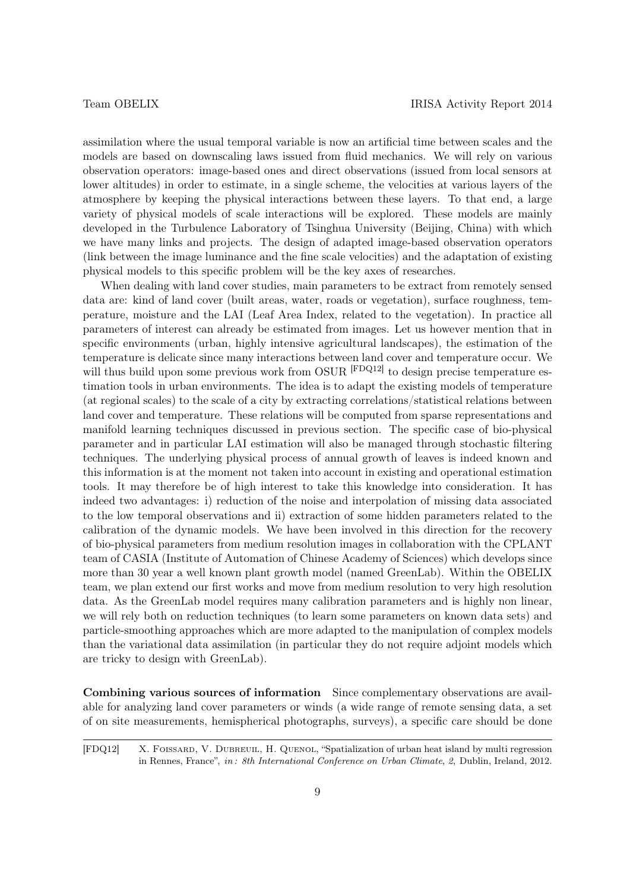assimilation where the usual temporal variable is now an artificial time between scales and the models are based on downscaling laws issued from fluid mechanics. We will rely on various observation operators: image-based ones and direct observations (issued from local sensors at lower altitudes) in order to estimate, in a single scheme, the velocities at various layers of the atmosphere by keeping the physical interactions between these layers. To that end, a large variety of physical models of scale interactions will be explored. These models are mainly developed in the Turbulence Laboratory of Tsinghua University (Beijing, China) with which we have many links and projects. The design of adapted image-based observation operators (link between the image luminance and the fine scale velocities) and the adaptation of existing physical models to this specific problem will be the key axes of researches.

When dealing with land cover studies, main parameters to be extract from remotely sensed data are: kind of land cover (built areas, water, roads or vegetation), surface roughness, temperature, moisture and the LAI (Leaf Area Index, related to the vegetation). In practice all parameters of interest can already be estimated from images. Let us however mention that in specific environments (urban, highly intensive agricultural landscapes), the estimation of the temperature is delicate since many interactions between land cover and temperature occur. We will thus build upon some previous work from OSUR [FDQ12] to design precise temperature estimation tools in urban environments. The idea is to adapt the existing models of temperature (at regional scales) to the scale of a city by extracting correlations/statistical relations between land cover and temperature. These relations will be computed from sparse representations and manifold learning techniques discussed in previous section. The specific case of bio-physical parameter and in particular LAI estimation will also be managed through stochastic filtering techniques. The underlying physical process of annual growth of leaves is indeed known and this information is at the moment not taken into account in existing and operational estimation tools. It may therefore be of high interest to take this knowledge into consideration. It has indeed two advantages: i) reduction of the noise and interpolation of missing data associated to the low temporal observations and ii) extraction of some hidden parameters related to the calibration of the dynamic models. We have been involved in this direction for the recovery of bio-physical parameters from medium resolution images in collaboration with the CPLANT team of CASIA (Institute of Automation of Chinese Academy of Sciences) which develops since more than 30 year a well known plant growth model (named GreenLab). Within the OBELIX team, we plan extend our first works and move from medium resolution to very high resolution data. As the GreenLab model requires many calibration parameters and is highly non linear, we will rely both on reduction techniques (to learn some parameters on known data sets) and particle-smoothing approaches which are more adapted to the manipulation of complex models than the variational data assimilation (in particular they do not require adjoint models which are tricky to design with GreenLab).

**Combining various sources of information** Since complementary observations are available for analyzing land cover parameters or winds (a wide range of remote sensing data, a set of on site measurements, hemispherical photographs, surveys), a specific care should be done

[FDQ12] X. Foissard, V. Dubreuil, H. Quenol, "Spatialization of urban heat island by multi regression in Rennes, France", *in: 8th International Conference on Urban Climate*, *2*, Dublin, Ireland, 2012.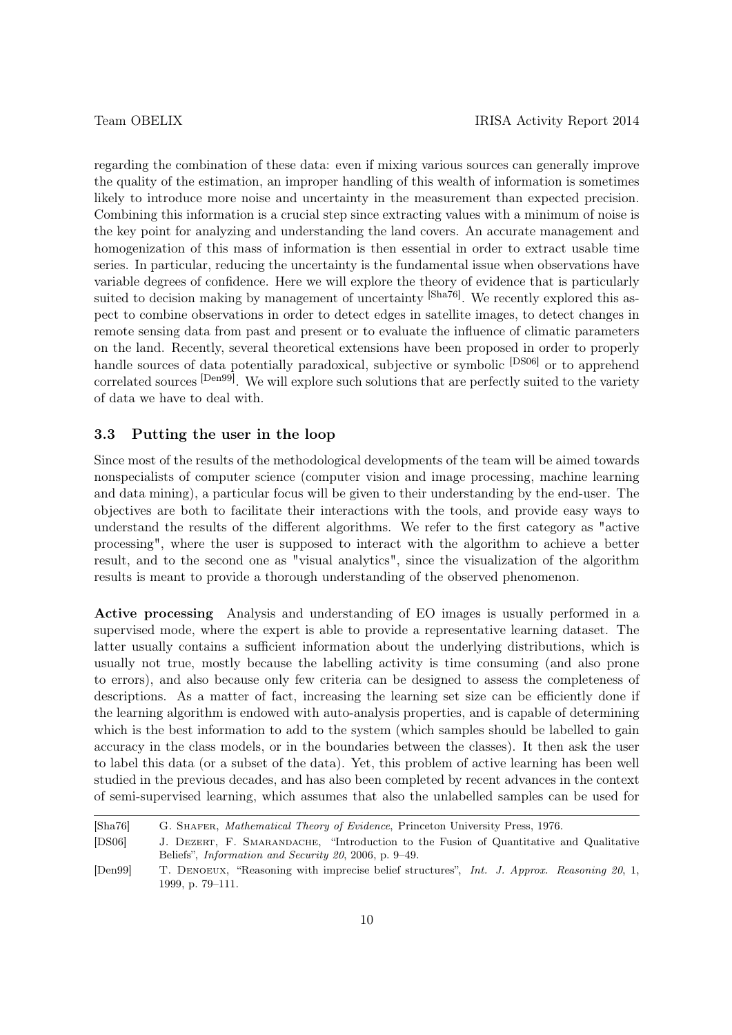regarding the combination of these data: even if mixing various sources can generally improve the quality of the estimation, an improper handling of this wealth of information is sometimes likely to introduce more noise and uncertainty in the measurement than expected precision. Combining this information is a crucial step since extracting values with a minimum of noise is the key point for analyzing and understanding the land covers. An accurate management and homogenization of this mass of information is then essential in order to extract usable time series. In particular, reducing the uncertainty is the fundamental issue when observations have variable degrees of confidence. Here we will explore the theory of evidence that is particularly suited to decision making by management of uncertainty [Sha76]. We recently explored this aspect to combine observations in order to detect edges in satellite images, to detect changes in remote sensing data from past and present or to evaluate the influence of climatic parameters on the land. Recently, several theoretical extensions have been proposed in order to properly handle sources of data potentially paradoxical, subjective or symbolic [DS06] or to apprehend correlated sources [Den99]. We will explore such solutions that are perfectly suited to the variety of data we have to deal with.

### 3.3 Putting the user in the loop

Since most of the results of the methodological developments of the team will be aimed towards nonspecialists of computer science (computer vision and image processing, machine learning and data mining), a particular focus will be given to their understanding by the end-user. The objectives are both to facilitate their interactions with the tools, and provide easy ways to understand the results of the different algorithms. We refer to the first category as "active processing", where the user is supposed to interact with the algorithm to achieve a better result, and to the second one as "visual analytics", since the visualization of the algorithm results is meant to provide a thorough understanding of the observed phenomenon.

**Active processing** Analysis and understanding of EO images is usually performed in a supervised mode, where the expert is able to provide a representative learning dataset. The latter usually contains a sufficient information about the underlying distributions, which is usually not true, mostly because the labelling activity is time consuming (and also prone to errors), and also because only few criteria can be designed to assess the completeness of descriptions. As a matter of fact, increasing the learning set size can be efficiently done if the learning algorithm is endowed with auto-analysis properties, and is capable of determining which is the best information to add to the system (which samples should be labelled to gain accuracy in the class models, or in the boundaries between the classes). It then ask the user to label this data (or a subset of the data). Yet, this problem of active learning has been well studied in the previous decades, and has also been completed by recent advances in the context of semi-supervised learning, which assumes that also the unlabelled samples can be used for

[Sha76] G. Shafer, *Mathematical Theory of Evidence*, Princeton University Press, 1976.

[DS06] J. Dezert, F. Smarandache, "Introduction to the Fusion of Quantitative and Qualitative Beliefs", *Information and Security 20*, 2006, p. 9–49.

[Den99] T. Denoeux, "Reasoning with imprecise belief structures", *Int. J. Approx. Reasoning 20*, 1, 1999, p. 79–111.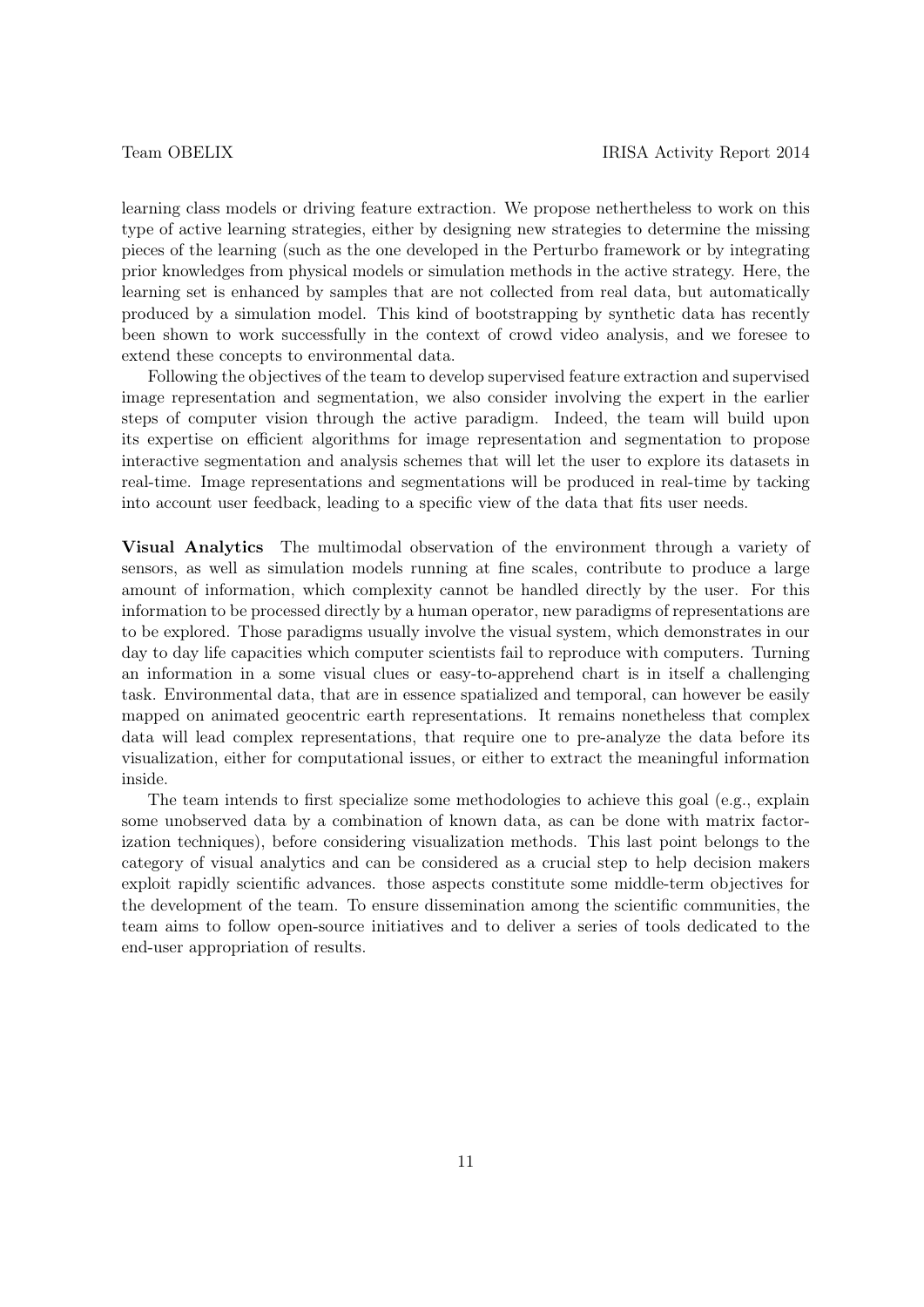learning class models or driving feature extraction. We propose neththertheless to work on this type of active learning strategies, either by designing new strategies to determine the missing pieces of the learning (such as the one developed in the Perturbo framework or by integrating prior knowledges from physical models or simulation methods in the active strategy. Here, the learning set is enhanced by samples that are not collected from real data, but automatically produced by a simulation model. This kind of bootstrapping by synthetic data has recently been shown to work successfully in the context of crowd video analysis, and we foresee to extend these concepts to environmental data.

Following the objectives of the team to develop supervised feature extraction and supervised image representation and segmentation, we also consider involving the expert in the earlier steps of computer vision through the active paradigm. Indeed, the team will build upon its expertise on efficient algorithms for image representation and segmentation to propose interactive segmentation and analysis schemes that will let the user to explore its datasets in real-time. Image representations and segmentations will be produced in real-time by tacking into account user feedback, leading to a specific view of the data that fits user needs.

**Visual Analytics** The multimodal observation of the environment through a variety of sensors, as well as simulation models running at fine scales, contribute to produce a large amount of information, which complexity cannot be handled directly by the user. For this information to be processed directly by a human operator, new paradigms of representations are to be explored. Those paradigms usually involve the visual system, which demonstrates in our day to day life capacities which computer scientists fail to reproduce with computers. Turning an information in a some visual clues or easy-to-apprehend chart is in itself a challenging task. Environmental data, that are in essence spatialized and temporal, can however be easily mapped on animated geocentric earth representations. It remains nonetheless that complex data will lead complex representations, that require one to pre-analyze the data before its visualization, either for computational issues, or either to extract the meaningful information inside.

The team intends to first specialize some methodologies to achieve this goal (e.g., explain some unobserved data by a combination of known data, as can be done with matrix factorization techniques), before considering visualization methods. This last point belongs to the category of visual analytics and can be considered as a crucial step to help decision makers exploit rapidly scientific advances. those aspects constitute some middle-term objectives for the development of the team. To ensure dissemination among the scientific communities, the team aims to follow open-source initiatives and to deliver a series of tools dedicated to the end-user appropriation of results.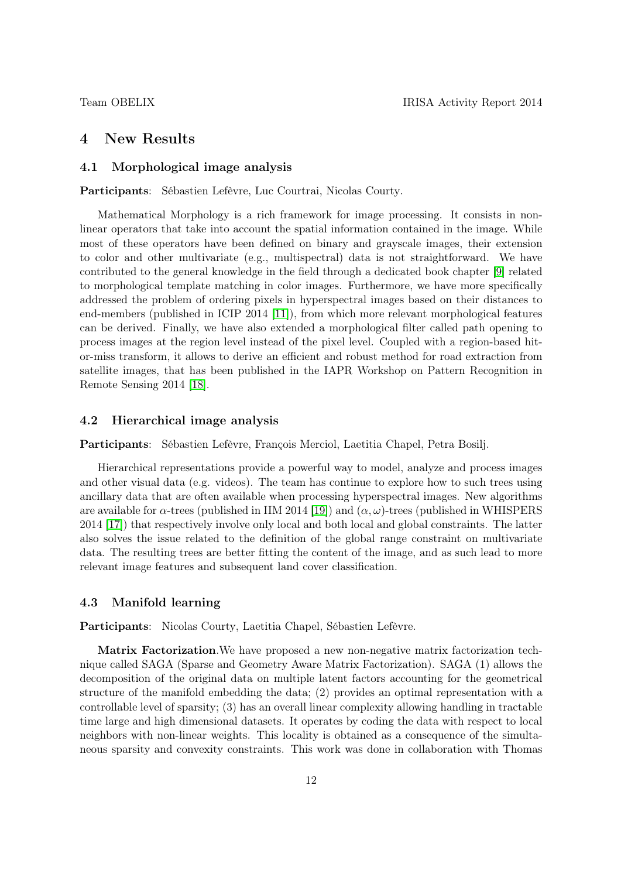# 4 New Results

## 4.1 Morphological image analysis

**Participants**: Sébastien Lefèvre, Luc Courtrai, Nicolas Courty.

Mathematical Morphology is a rich framework for image processing. It consists in non-linear operators that take into account the spatial information contained in the image. While most of these operators have been defined on binary and grayscale images, their extension to color and other multivariate (e.g., multispectral) data is not straightforward. We have contributed to the general knowledge in the field through a dedicated book chapter [9] related to morphological template matching in color images. Furthermore, we have more specifically addressed the problem of ordering pixels in hyperspectral images based on their distances to end-members (published in ICIP 2014 [11]), from which more relevant morphological features can be derived. Finally, we have also extended a morphological filter called path opening to process images at the region level instead of the pixel level. Coupled with a region-based hit-or-miss transform, it allows to derive an efficient and robust method for road extraction from satellite images, that has been published in the IAPR Workshop on Pattern Recognition in Remote Sensing 2014 [18].

## 4.2 Hierarchical image analysis

**Participants**: Sébastien Lefèvre, François Merciol, Laetitia Chapel, Petra Bosilj.

Hierarchical representations provide a powerful way to model, analyze and process images and other visual data (e.g. videos). The team has continue to explore how to such trees using ancillary data that are often available when processing hyperspectral images. New algorithms are available for $\alpha$-trees (published in IIM 2014 [19]) and $(\alpha, \omega)$-trees (published in WHISPERS 2014 [17]) that respectively involve only local and both local and global constraints. The latter also solves the issue related to the definition of the global range constraint on multivariate data. The resulting trees are better fitting the content of the image, and as such lead to more relevant image features and subsequent land cover classification.

## 4.3 Manifold learning

**Participants**: Nicolas Courty, Laetitia Chapel, Sébastien Lefèvre.

**Matrix Factorization**.We have proposed a new non-negative matrix factorization technique called SAGA (Sparse and Geometry Aware Matrix Factorization). SAGA (1) allows the decomposition of the original data on multiple latent factors accounting for the geometrical structure of the manifold embedding the data; (2) provides an optimal representation with a controllable level of sparsity; (3) has an overall linear complexity allowing handling in tractable time large and high dimensional datasets. It operates by coding the data with respect to local neighbors with non-linear weights. This locality is obtained as a consequence of the simultaneous sparsity and convexity constraints. This work was done in collaboration with Thomas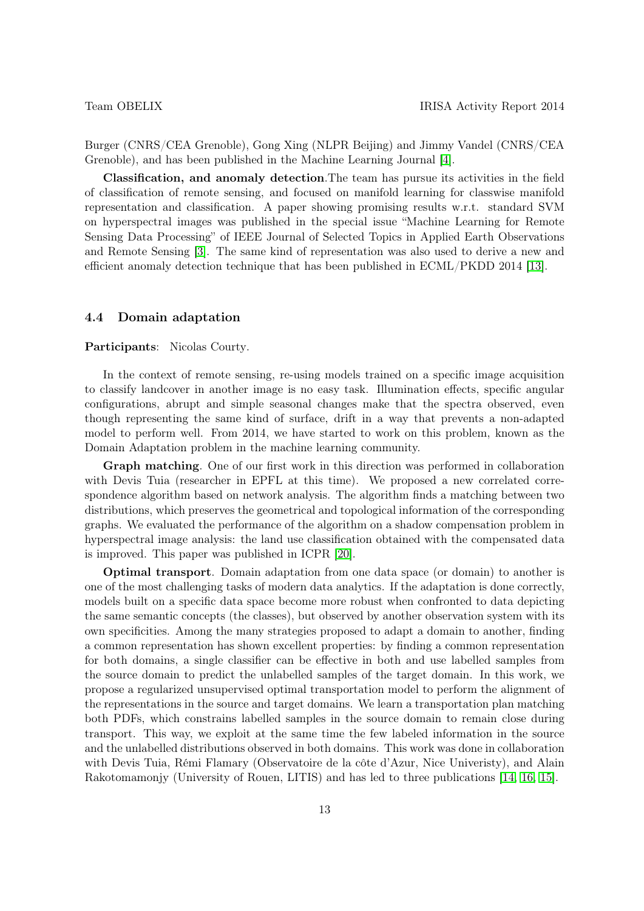Burger (CNRS/CEA Grenoble), Gong Xing (NLPR Beijing) and Jimmy Vandel (CNRS/CEA Grenoble), and has been published in the Machine Learning Journal [4].

**Classification, and anomaly detection**.The team has pursue its activities in the field of classification of remote sensing, and focused on manifold learning for classwise manifold representation and classification. A paper showing promising results w.r.t. standard SVM on hyperspectral images was published in the special issue "Machine Learning for Remote Sensing Data Processing" of IEEE Journal of Selected Topics in Applied Earth Observations and Remote Sensing [3]. The same kind of representation was also used to derive a new and efficient anomaly detection technique that has been published in ECML/PKDD 2014 [13].

### 4.4 Domain adaptation

**Participants**: Nicolas Courty.

In the context of remote sensing, re-using models trained on a specific image acquisition to classify landcover in another image is no easy task. Illumination effects, specific angular configurations, abrupt and simple seasonal changes make that the spectra observed, even though representing the same kind of surface, drift in a way that prevents a non-adapted model to perform well. From 2014, we have started to work on this problem, known as the Domain Adaptation problem in the machine learning community.

**Graph matching**. One of our first work in this direction was performed in collaboration with Devis Tuia (researcher in EPFL at this time). We proposed a new correlated correspondence algorithm based on network analysis. The algorithm finds a matching between two distributions, which preserves the geometrical and topological information of the corresponding graphs. We evaluated the performance of the algorithm on a shadow compensation problem in hyperspectral image analysis: the land use classification obtained with the compensated data is improved. This paper was published in ICPR [20].

**Optimal transport**. Domain adaptation from one data space (or domain) to another is one of the most challenging tasks of modern data analytics. If the adaptation is done correctly, models built on a specific data space become more robust when confronted to data depicting the same semantic concepts (the classes), but observed by another observation system with its own specificities. Among the many strategies proposed to adapt a domain to another, finding a common representation has shown excellent properties: by finding a common representation for both domains, a single classifier can be effective in both and use labelled samples from the source domain to predict the unlabelled samples of the target domain. In this work, we propose a regularized unsupervised optimal transportation model to perform the alignment of the representations in the source and target domains. We learn a transportation plan matching both PDFs, which constrains labelled samples in the source domain to remain close during transport. This way, we exploit at the same time the few labeled information in the source and the unlabelled distributions observed in both domains. This work was done in collaboration with Devis Tuia, Rémi Flamary (Observatoire de la côte d'Azur, Nice Univeristy), and Alain Rakotomamonjy (University of Rouen, LITIS) and has led to three publications [14, 16, 15].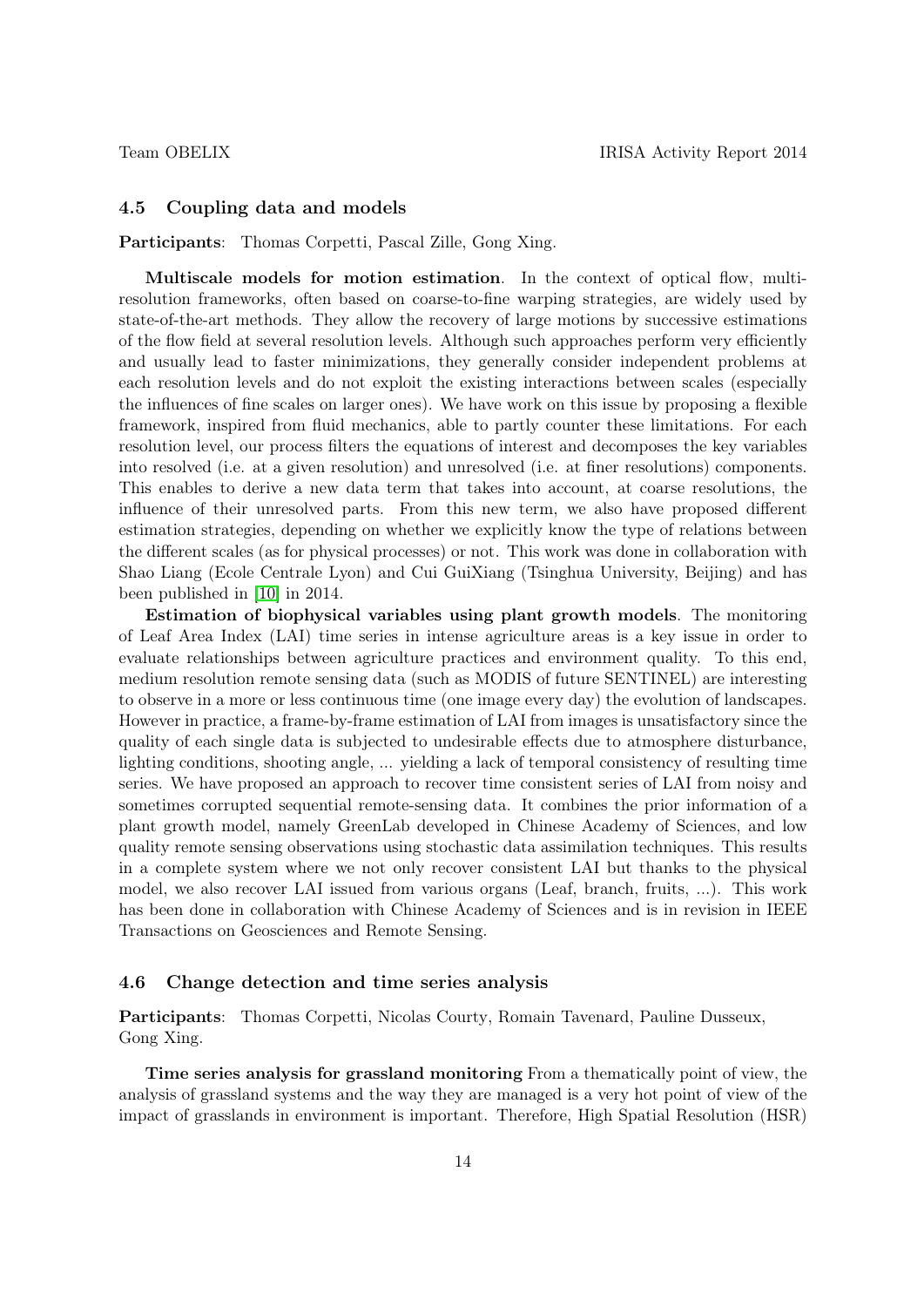## 4.5 Coupling data and models

**Participants**: Thomas Corpetti, Pascal Zille, Gong Xing.

**Multiscale models for motion estimation**. In the context of optical flow, multi-resolution frameworks, often based on coarse-to-fine warping strategies, are widely used by state-of-the-art methods. They allow the recovery of large motions by successive estimations of the flow field at several resolution levels. Although such approaches perform very efficiently and usually lead to faster minimizations, they generally consider independent problems at each resolution levels and do not exploit the existing interactions between scales (especially the influences of fine scales on larger ones). We have work on this issue by proposing a flexible framework, inspired from fluid mechanics, able to partly counter these limitations. For each resolution level, our process filters the equations of interest and decomposes the key variables into resolved (i.e. at a given resolution) and unresolved (i.e. at finer resolutions) components. This enables to derive a new data term that takes into account, at coarse resolutions, the influence of their unresolved parts. From this new term, we also have proposed different estimation strategies, depending on whether we explicitly know the type of relations between the different scales (as for physical processes) or not. This work was done in collaboration with Shao Liang (Ecole Centrale Lyon) and Cui GuiXiang (Tsinghua University, Beijing) and has been published in [10] in 2014.

**Estimation of biophysical variables using plant growth models**. The monitoring of Leaf Area Index (LAI) time series in intense agriculture areas is a key issue in order to evaluate relationships between agriculture practices and environment quality. To this end, medium resolution remote sensing data (such as MODIS of future SENTINEL) are interesting to observe in a more or less continuous time (one image every day) the evolution of landscapes. However in practice, a frame-by-frame estimation of LAI from images is unsatisfactory since the quality of each single data is subjected to undesirable effects due to atmosphere disturbance, lighting conditions, shooting angle, ... yielding a lack of temporal consistency of resulting time series. We have proposed an approach to recover time consistent series of LAI from noisy and sometimes corrupted sequential remote-sensing data. It combines the prior information of a plant growth model, namely GreenLab developed in Chinese Academy of Sciences, and low quality remote sensing observations using stochastic data assimilation techniques. This results in a complete system where we not only recover consistent LAI but thanks to the physical model, we also recover LAI issued from various organs (Leaf, branch, fruits, ...). This work has been done in collaboration with Chinese Academy of Sciences and is in revision in IEEE Transactions on Geosciences and Remote Sensing.

## 4.6 Change detection and time series analysis

**Participants**: Thomas Corpetti, Nicolas Courty, Romain Tavenard, Pauline Dusseux, Gong Xing.

**Time series analysis for grassland monitoring** From a thematically point of view, the analysis of grassland systems and the way they are managed is a very hot point of view of the impact of grasslands in environment is important. Therefore, High Spatial Resolution (HSR)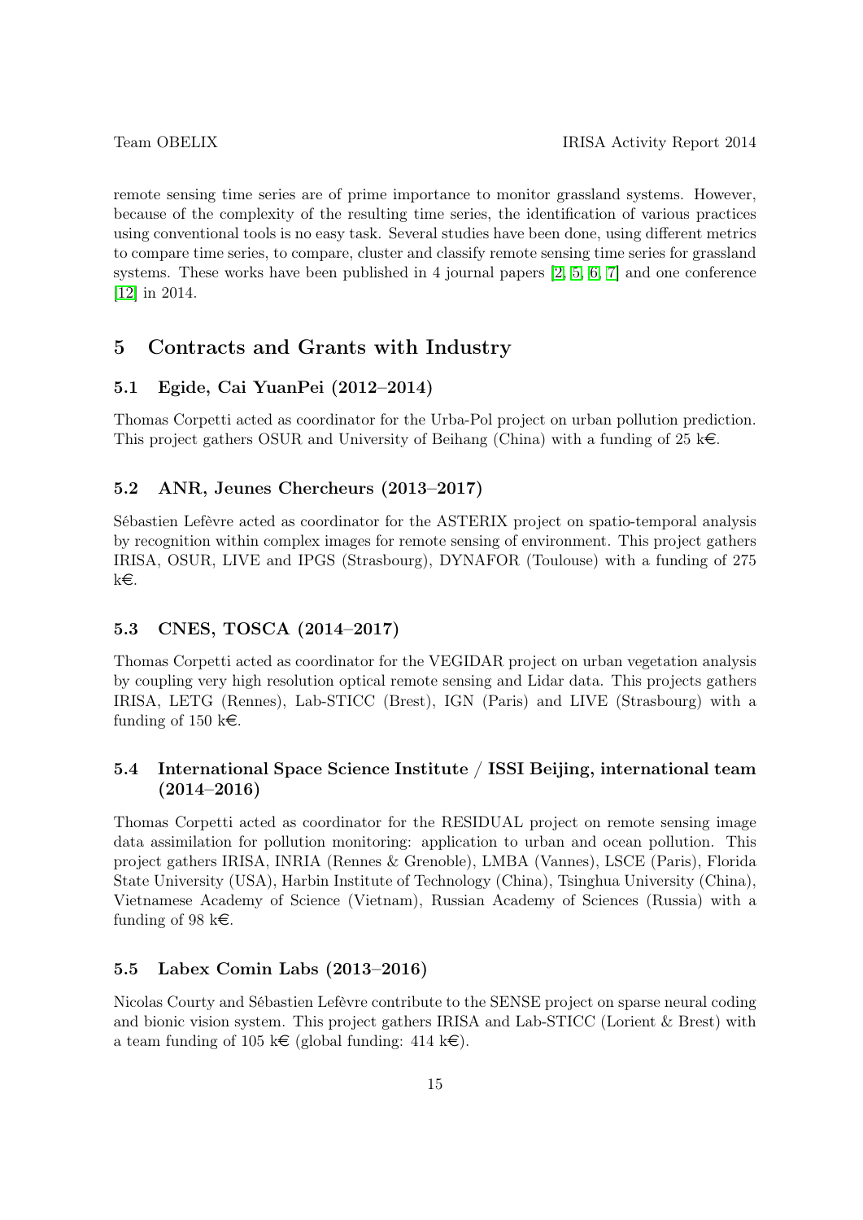remote sensing time series are of prime importance to monitor grassland systems. However, because of the complexity of the resulting time series, the identification of various practices using conventional tools is no easy task. Several studies have been done, using different metrics to compare time series, to compare, cluster and classify remote sensing time series for grassland systems. These works have been published in 4 journal papers [2, 5, 6, 7] and one conference [12] in 2014.

## 5 Contracts and Grants with Industry

### 5.1 Egide, Cai YuanPei (2012–2014)

Thomas Corpetti acted as coordinator for the Urba-Pol project on urban pollution prediction. This project gathers OSUR and University of Beihang (China) with a funding of 25 k€.

### 5.2 ANR, Jeunes Chercheurs (2013–2017)

Sébastien Lefèvre acted as coordinator for the ASTERIX project on spatio-temporal analysis by recognition within complex images for remote sensing of environment. This project gathers IRISA, OSUR, LIVE and IPGS (Strasbourg), DYNAFOR (Toulouse) with a funding of 275 k€.

### 5.3 CNES, TOSCA (2014–2017)

Thomas Corpetti acted as coordinator for the VEGIDAR project on urban vegetation analysis by coupling very high resolution optical remote sensing and Lidar data. This projects gathers IRISA, LETG (Rennes), Lab-STICC (Brest), IGN (Paris) and LIVE (Strasbourg) with a funding of 150 k€.

### 5.4 International Space Science Institute / ISSI Beijing, international team (2014–2016)

Thomas Corpetti acted as coordinator for the RESIDUAL project on remote sensing image data assimilation for pollution monitoring: application to urban and ocean pollution. This project gathers IRISA, INRIA (Rennes & Grenoble), LMBA (Vannes), LSCE (Paris), Florida State University (USA), Harbin Institute of Technology (China), Tsinghua University (China), Vietnamese Academy of Science (Vietnam), Russian Academy of Sciences (Russia) with a funding of 98 k€.

### 5.5 Labex Comin Labs (2013–2016)

Nicolas Courty and Sébastien Lefèvre contribute to the SENSE project on sparse neural coding and bionic vision system. This project gathers IRISA and Lab-STICC (Lorient & Brest) with a team funding of 105 k€ (global funding: 414 k€).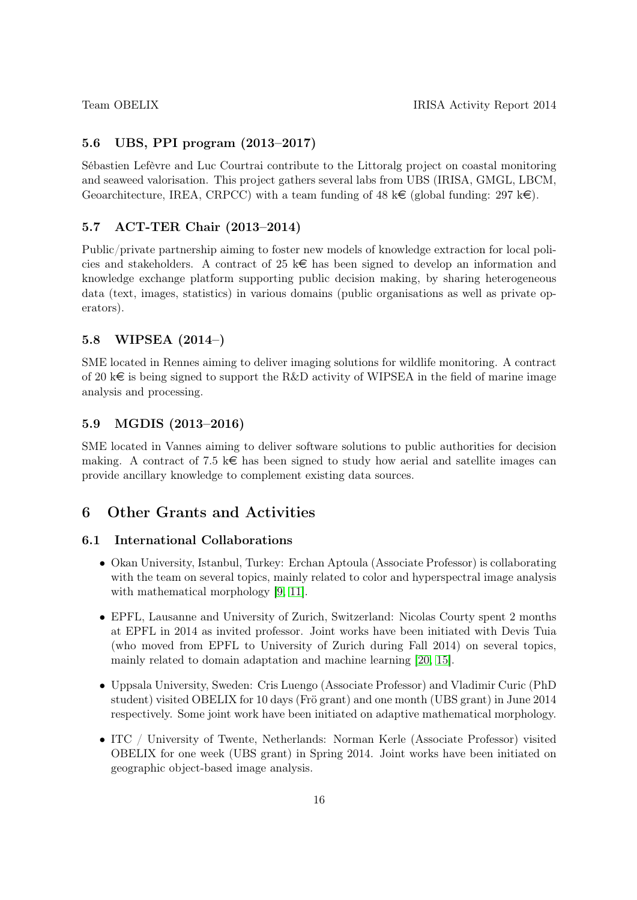### 5.6 UBS, PPI program (2013–2017)

Sébastien Lefèvre and Luc Courtrai contribute to the Littoralg project on coastal monitoring and seaweed valorisation. This project gathers several labs from UBS (IRISA, GMGL, LBCM, Geoarchitecture, IREA, CRPCC) with a team funding of 48 k€ (global funding: 297 k€).

### 5.7 ACT-TER Chair (2013–2014)

Public/private partnership aiming to foster new models of knowledge extraction for local policies and stakeholders. A contract of 25 k€ has been signed to develop an information and knowledge exchange platform supporting public decision making, by sharing heterogeneous data (text, images, statistics) in various domains (public organisations as well as private operators).

### 5.8 WIPSEA (2014–)

SME located in Rennes aiming to deliver imaging solutions for wildlife monitoring. A contract of 20 k€ is being signed to support the R&D activity of WIPSEA in the field of marine image analysis and processing.

### 5.9 MGDIS (2013–2016)

SME located in Vannes aiming to deliver software solutions to public authorities for decision making. A contract of 7.5 k€ has been signed to study how aerial and satellite images can provide ancillary knowledge to complement existing data sources.

## 6 Other Grants and Activities

### 6.1 International Collaborations

- Okan University, Istanbul, Turkey: Erchan Aptoula (Associate Professor) is collaborating with the team on several topics, mainly related to color and hyperspectral image analysis with mathematical morphology [9, 11].
- EPFL, Lausanne and University of Zurich, Switzerland: Nicolas Courty spent 2 months at EPFL in 2014 as invited professor. Joint works have been initiated with Devis Tuia (who moved from EPFL to University of Zurich during Fall 2014) on several topics, mainly related to domain adaptation and machine learning [20, 15].
- Uppsala University, Sweden: Cris Luengo (Associate Professor) and Vladimir Curic (PhD student) visited OBELIX for 10 days (Frö grant) and one month (UBS grant) in June 2014 respectively. Some joint work have been initiated on adaptive mathematical morphology.
- ITC / University of Twente, Netherlands: Norman Kerle (Associate Professor) visited OBELIX for one week (UBS grant) in Spring 2014. Joint works have been initiated on geographic object-based image analysis.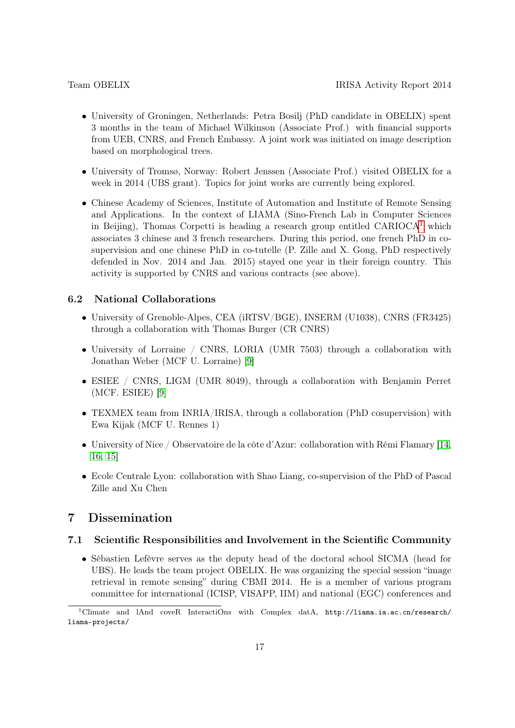- University of Groningen, Netherlands: Petra Bosilj (PhD candidate in OBELIX) spent 3 months in the team of Michael Wilkinson (Associate Prof.) with financial supports from UEB, CNRS, and French Embassy. A joint work was initiated on image description based on morphological trees.
- University of Tromsø, Norway: Robert Jenssen (Associate Prof.) visited OBELIX for a week in 2014 (UBS grant). Topics for joint works are currently being explored.
- Chinese Academy of Sciences, Institute of Automation and Institute of Remote Sensing and Applications. In the context of LIAMA (Sino-French Lab in Computer Sciences in Beijing), Thomas Corpetti is heading a research group entitled CARIOCA[1] which associates 3 chinese and 3 french researchers. During this period, one french PhD in co-supervision and one chinese PhD in co-tutelle (P. Zille and X. Gong, PhD respectively defended in Nov. 2014 and Jan. 2015) stayed one year in their foreign country. This activity is supported by CNRS and various contracts (see above).

### 6.2 National Collaborations

- University of Grenoble-Alpes, CEA (iRTSV/BGE), INSERM (U1038), CNRS (FR3425) through a collaboration with Thomas Burger (CR CNRS)
- University of Lorraine / CNRS, LORIA (UMR 7503) through a collaboration with Jonathan Weber (MCF U. Lorraine) [9]
- ESIEE / CNRS, LIGM (UMR 8049), through a collaboration with Benjamin Perret (MCF. ESIEE) [9]
- TEXMEX team from INRIA/IRISA, through a collaboration (PhD cosupervision) with Ewa Kijak (MCF U. Rennes 1)
- University of Nice / Observatoire de la côte d'Azur: collaboration with Rémi Flamary [14, 16, 15]
- Ecole Centrale Lyon: collaboration with Shao Liang, co-supervision of the PhD of Pascal Zille and Xu Chen

## 7 Dissemination

### 7.1 Scientific Responsibilities and Involvement in the Scientific Community

- Sébastien Lefèvre serves as the deputy head of the doctoral school SICMA (head for UBS). He leads the team project OBELIX. He was organizing the special session "image retrieval in remote sensing" during CBMI 2014. He is a member of various program committee for international (ICISP, VISAPP, IIM) and national (EGC) conferences and

[1] Climate and lAnd coveR InteractiOns with Complex datA, http://liama.ia.ac.cn/research/liama-projects/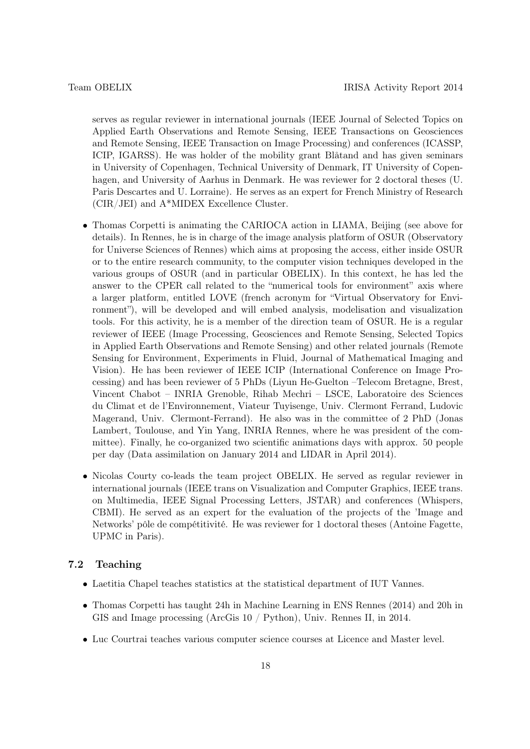serves as regular reviewer in international journals (IEEE Journal of Selected Topics on Applied Earth Observations and Remote Sensing, IEEE Transactions on Geosciences and Remote Sensing, IEEE Transaction on Image Processing) and conferences (ICASSP, ICIP, IGARSS). He was holder of the mobility grant Blåtand and has given seminars in University of Copenhagen, Technical University of Denmark, IT University of Copenhagen, and University of Aarhus in Denmark. He was reviewer for 2 doctoral theses (U. Paris Descartes and U. Lorraine). He serves as an expert for French Ministry of Research (CIR/JEI) and A*MIDEX Excellence Cluster.

- Thomas Corpetti is animating the CARIOCA action in LIAMA, Beijing (see above for details). In Rennes, he is in charge of the image analysis platform of OSUR (Observatory for Universe Sciences of Rennes) which aims at proposing the access, either inside OSUR or to the entire research community, to the computer vision techniques developed in the various groups of OSUR (and in particular OBELIX). In this context, he has led the answer to the CPER call related to the "numerical tools for environment" axis where a larger platform, entitled LOVE (french acronym for "Virtual Observatory for Environment"), will be developed and will embed analysis, modelisation and visualization tools. For this activity, he is a member of the direction team of OSUR. He is a regular reviewer of IEEE (Image Processing, Geosciences and Remote Sensing, Selected Topics in Applied Earth Observations and Remote Sensing) and other related journals (Remote Sensing for Environment, Experiments in Fluid, Journal of Mathematical Imaging and Vision). He has been reviewer of IEEE ICIP (International Conference on Image Processing) and has been reviewer of 5 PhDs (Liyun He-Guelton –Telecom Bretagne, Brest, Vincent Chabot – INRIA Grenoble, Rihab Mechri – LSCE, Laboratoire des Sciences du Climat et de l'Environnement, Viateur Tuyisenge, Univ. Clermont Ferrand, Ludovic Magerand, Univ. Clermont-Ferrand). He also was in the committee of 2 PhD (Jonas Lambert, Toulouse, and Yin Yang, INRIA Rennes, where he was president of the committee). Finally, he co-organized two scientific animations days with approx. 50 people per day (Data assimilation on January 2014 and LIDAR in April 2014).
- Nicolas Courty co-leads the team project OBELIX. He served as regular reviewer in international journals (IEEE trans on Visualization and Computer Graphics, IEEE trans. on Multimedia, IEEE Signal Processing Letters, JSTAR) and conferences (Whispers, CBMI). He served as an expert for the evaluation of the projects of the 'Image and Networks' pôle de compétitivité. He was reviewer for 1 doctoral theses (Antoine Fagette, UPMC in Paris).

### 7.2 Teaching

- Laetitia Chapel teaches statistics at the statistical department of IUT Vannes.
- Thomas Corpetti has taught 24h in Machine Learning in ENS Rennes (2014) and 20h in GIS and Image processing (ArcGis 10 / Python), Univ. Rennes II, in 2014.
- Luc Courtrai teaches various computer science courses at Licence and Master level.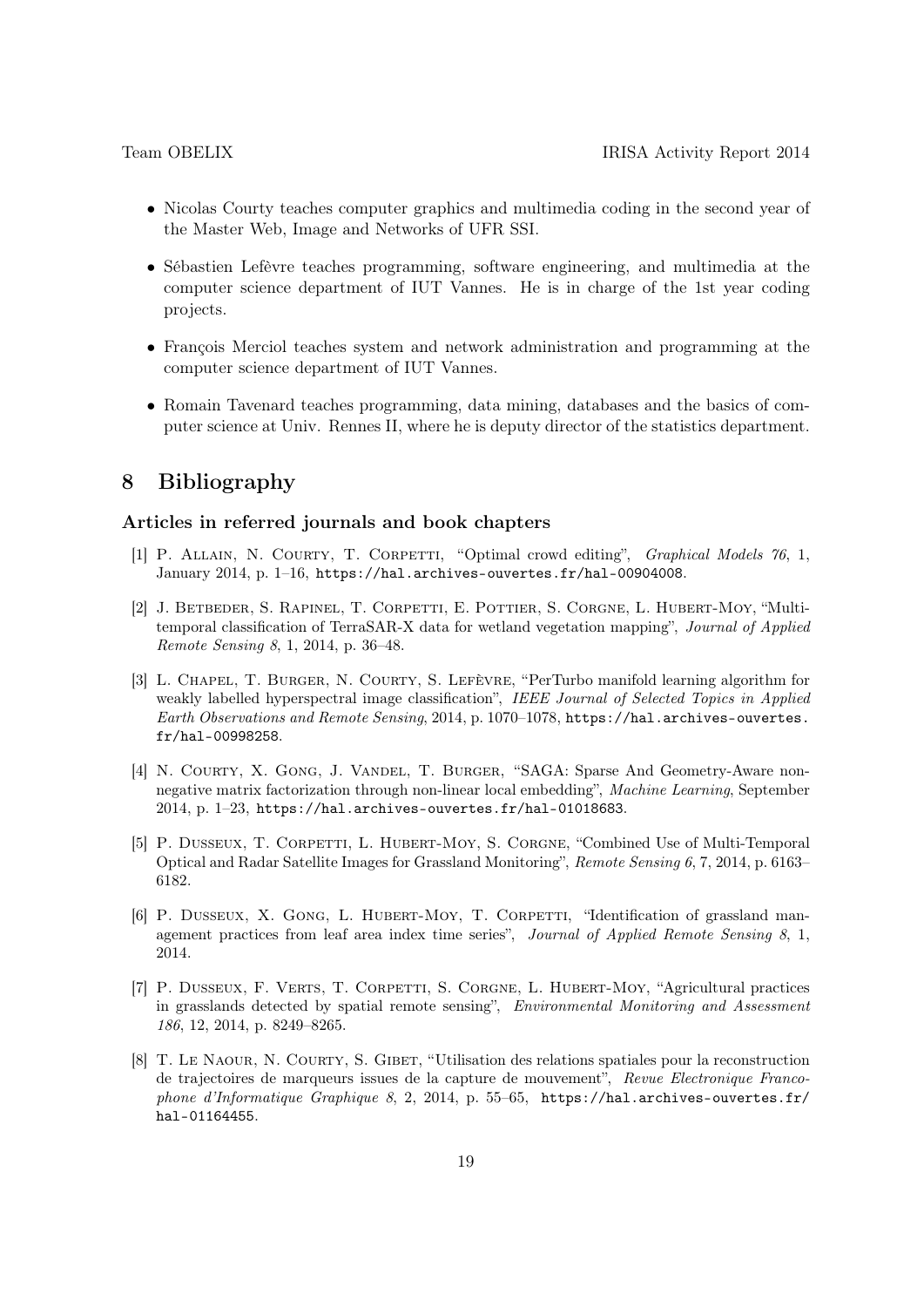- Nicolas Courty teaches computer graphics and multimedia coding in the second year of the Master Web, Image and Networks of UFR SSI.
- Sébastien Lefèvre teaches programming, software engineering, and multimedia at the computer science department of IUT Vannes. He is in charge of the 1st year coding projects.
- François Merciol teaches system and network administration and programming at the computer science department of IUT Vannes.
- Romain Tavenard teaches programming, data mining, databases and the basics of computer science at Univ. Rennes II, where he is deputy director of the statistics department.

# 8 Bibliography

### Articles in referred journals and book chapters

[1] P. Allain, N. Courty, T. Corpetti, "Optimal crowd editing", *Graphical Models 76*, 1, January 2014, p. 1–16, https://hal.archives-ouvertes.fr/hal-00904008.

[2] J. Betbeder, S. Rapinel, T. Corpetti, E. Pottier, S. Corgne, L. Hubert-Moy, "Multi-temporal classification of TerraSAR-X data for wetland vegetation mapping", *Journal of Applied Remote Sensing 8*, 1, 2014, p. 36–48.

[3] L. Chapel, T. Burger, N. Courty, S. Lefèvre, "PerTurbo manifold learning algorithm for weakly labelled hyperspectral image classification", *IEEE Journal of Selected Topics in Applied Earth Observations and Remote Sensing*, 2014, p. 1070–1078, https://hal.archives-ouvertes.fr/hal-00998258.

[4] N. Courty, X. Gong, J. Vandel, T. Burger, "SAGA: Sparse And Geometry-Aware non-negative matrix factorization through non-linear local embedding", *Machine Learning*, September 2014, p. 1–23, https://hal.archives-ouvertes.fr/hal-01018683.

[5] P. Dusseux, T. Corpetti, L. Hubert-Moy, S. Corgne, "Combined Use of Multi-Temporal Optical and Radar Satellite Images for Grassland Monitoring", *Remote Sensing 6*, 7, 2014, p. 6163–6182.

[6] P. Dusseux, X. Gong, L. Hubert-Moy, T. Corpetti, "Identification of grassland management practices from leaf area index time series", *Journal of Applied Remote Sensing 8*, 1, 2014.

[7] P. Dusseux, F. Verts, T. Corpetti, S. Corgne, L. Hubert-Moy, "Agricultural practices in grasslands detected by spatial remote sensing", *Environmental Monitoring and Assessment 186*, 12, 2014, p. 8249–8265.

[8] T. Le Naour, N. Courty, S. Gibet, "Utilisation des relations spatiales pour la reconstruction de trajectoires de marqueurs issues de la capture de mouvement", *Revue Electronique Francophone d'Informatique Graphique 8*, 2, 2014, p. 55–65, https://hal.archives-ouvertes.fr/hal-01164455.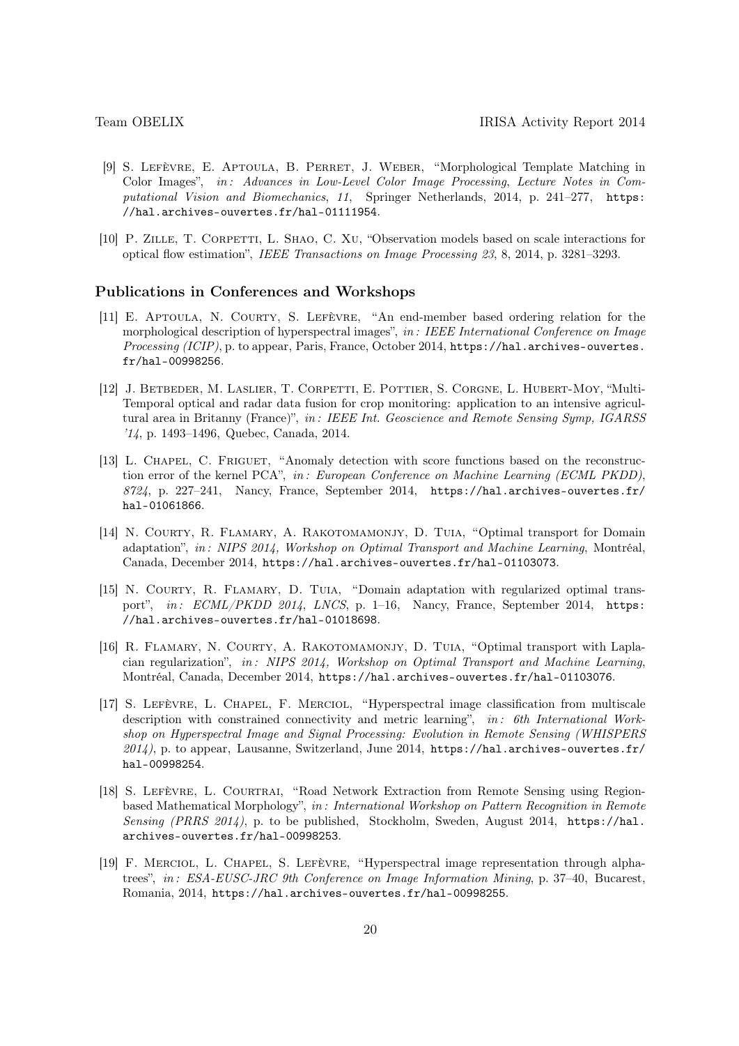[9] S. Lefèvre, E. Aptoula, B. Perret, J. Weber, "Morphological Template Matching in Color Images", *in: Advances in Low-Level Color Image Processing*, *Lecture Notes in Computational Vision and Biomechanics*, *11*, Springer Netherlands, 2014, p. 241–277, https://hal.archives-ouvertes.fr/hal-01111954.

[10] P. Zille, T. Corpetti, L. Shao, C. Xu, "Observation models based on scale interactions for optical flow estimation", *IEEE Transactions on Image Processing 23*, 8, 2014, p. 3281–3293.

### Publications in Conferences and Workshops

[11] E. Aptoula, N. Courty, S. Lefèvre, "An end-member based ordering relation for the morphological description of hyperspectral images", *in: IEEE International Conference on Image Processing (ICIP)*, p. to appear, Paris, France, October 2014, https://hal.archives-ouvertes.fr/hal-00998256.

[12] J. Betbeder, M. Laslier, T. Corpetti, E. Pottier, S. Corgne, L. Hubert-Moy, "Multi-Temporal optical and radar data fusion for crop monitoring: application to an intensive agricultural area in Britanny (France)", *in: IEEE Int. Geoscience and Remote Sensing Symp, IGARSS '14*, p. 1493–1496, Quebec, Canada, 2014.

[13] L. Chapel, C. Friguet, "Anomaly detection with score functions based on the reconstruction error of the kernel PCA", *in: European Conference on Machine Learning (ECML PKDD)*, *8724*, p. 227–241, Nancy, France, September 2014, https://hal.archives-ouvertes.fr/hal-01061866.

[14] N. Courty, R. Flamary, A. Rakotomamonjy, D. Tuia, "Optimal transport for Domain adaptation", *in: NIPS 2014, Workshop on Optimal Transport and Machine Learning*, Montréal, Canada, December 2014, https://hal.archives-ouvertes.fr/hal-01103073.

[15] N. Courty, R. Flamary, D. Tuia, "Domain adaptation with regularized optimal transport", *in: ECML/PKDD 2014*, *LNCS*, p. 1–16, Nancy, France, September 2014, https://hal.archives-ouvertes.fr/hal-01018698.

[16] R. Flamary, N. Courty, A. Rakotomamonjy, D. Tuia, "Optimal transport with Laplacian regularization", *in: NIPS 2014, Workshop on Optimal Transport and Machine Learning*, Montréal, Canada, December 2014, https://hal.archives-ouvertes.fr/hal-01103076.

[17] S. Lefèvre, L. Chapel, F. Merciol, "Hyperspectral image classification from multiscale description with constrained connectivity and metric learning", *in: 6th International Workshop on Hyperspectral Image and Signal Processing: Evolution in Remote Sensing (WHISPERS 2014)*, p. to appear, Lausanne, Switzerland, June 2014, https://hal.archives-ouvertes.fr/hal-00998254.

[18] S. Lefèvre, L. Courtrai, "Road Network Extraction from Remote Sensing using Region-based Mathematical Morphology", *in: International Workshop on Pattern Recognition in Remote Sensing (PRRS 2014)*, p. to be published, Stockholm, Sweden, August 2014, https://hal.archives-ouvertes.fr/hal-00998253.

[19] F. Merciol, L. Chapel, S. Lefèvre, "Hyperspectral image representation through alpha-trees", *in: ESA-EUSC-JRC 9th Conference on Image Information Mining*, p. 37–40, Bucarest, Romania, 2014, https://hal.archives-ouvertes.fr/hal-00998255.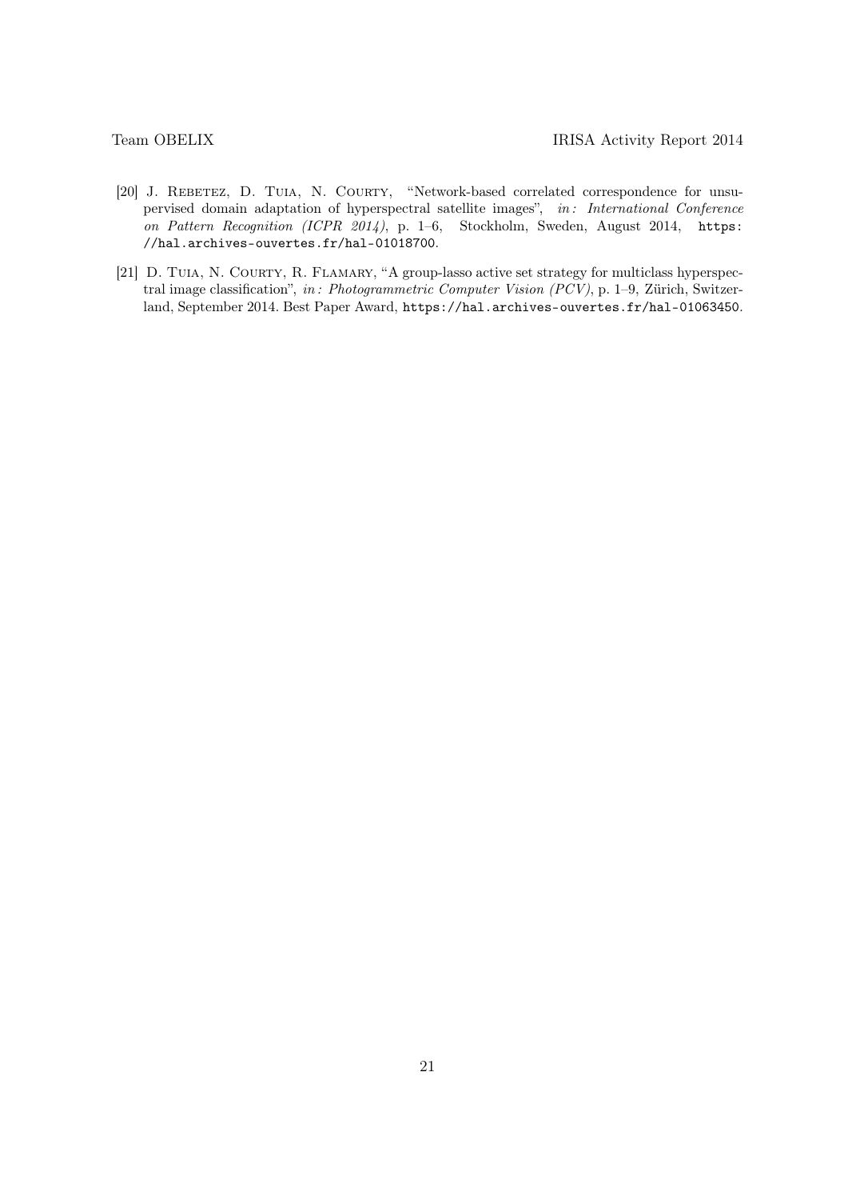[20] J. Rebetez, D. Tuia, N. Courty, "Network-based correlated correspondence for unsupervised domain adaptation of hyperspectral satellite images", *in : International Conference on Pattern Recognition (ICPR 2014)*, p. 1–6, Stockholm, Sweden, August 2014, `https://hal.archives-ouvertes.fr/hal-01018700`.

[21] D. Tuia, N. Courty, R. Flamary, "A group-lasso active set strategy for multiclass hyperspectral image classification", *in : Photogrammetric Computer Vision (PCV)*, p. 1–9, Zürich, Switzerland, September 2014. Best Paper Award, `https://hal.archives-ouvertes.fr/hal-01063450`.